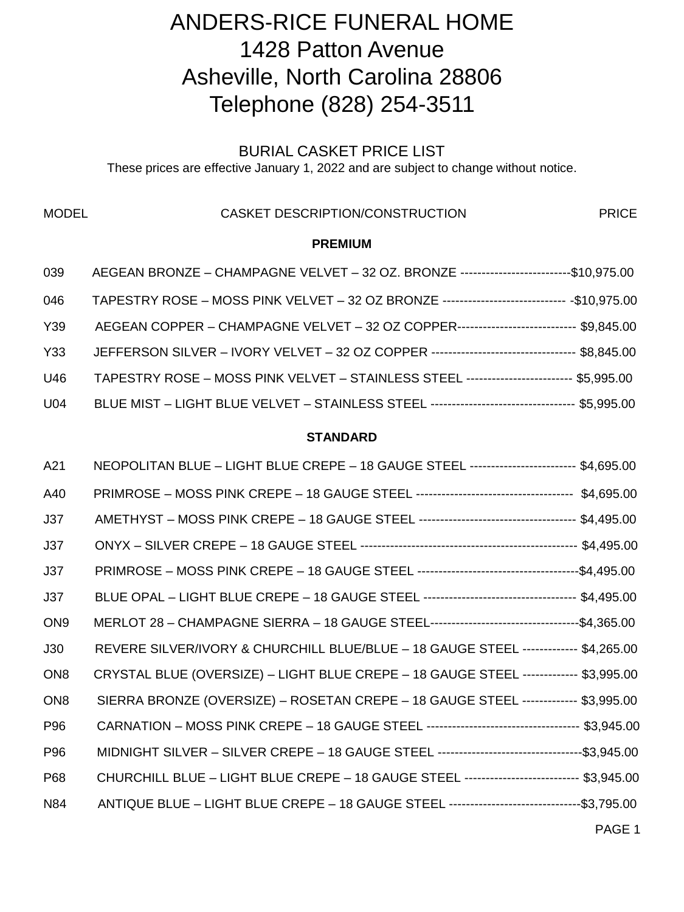# ANDERS-RICE FUNERAL HOME
# 1428 Patton Avenue
# Asheville, North Carolina 28806
# Telephone (828) 254-3511

## BURIAL CASKET PRICE LIST

These prices are effective January 1, 2022 and are subject to change without notice.

| MODEL | CASKET DESCRIPTION/CONSTRUCTION | PRICE |
|---|---|---|
| | **PREMIUM** | |
| 039 | AEGEAN BRONZE – CHAMPAGNE VELVET – 32 OZ. BRONZE | $10,975.00 |
| 046 | TAPESTRY ROSE – MOSS PINK VELVET – 32 OZ BRONZE | $10,975.00 |
| Y39 | AEGEAN COPPER – CHAMPAGNE VELVET – 32 OZ COPPER | $9,845.00 |
| Y33 | JEFFERSON SILVER – IVORY VELVET – 32 OZ COPPER | $8,845.00 |
| U46 | TAPESTRY ROSE – MOSS PINK VELVET – STAINLESS STEEL | $5,995.00 |
| U04 | BLUE MIST – LIGHT BLUE VELVET – STAINLESS STEEL | $5,995.00 |
| | **STANDARD** | |
| A21 | NEOPOLITAN BLUE – LIGHT BLUE CREPE – 18 GAUGE STEEL | $4,695.00 |
| A40 | PRIMROSE – MOSS PINK CREPE – 18 GAUGE STEEL | $4,695.00 |
| J37 | AMETHYST – MOSS PINK CREPE – 18 GAUGE STEEL | $4,495.00 |
| J37 | ONYX – SILVER CREPE – 18 GAUGE STEEL | $4,495.00 |
| J37 | PRIMROSE – MOSS PINK CREPE – 18 GAUGE STEEL | $4,495.00 |
| J37 | BLUE OPAL – LIGHT BLUE CREPE – 18 GAUGE STEEL | $4,495.00 |
| ON9 | MERLOT 28 – CHAMPAGNE SIERRA – 18 GAUGE STEEL | $4,365.00 |
| J30 | REVERE SILVER/IVORY & CHURCHILL BLUE/BLUE – 18 GAUGE STEEL | $4,265.00 |
| ON8 | CRYSTAL BLUE (OVERSIZE) – LIGHT BLUE CREPE – 18 GAUGE STEEL | $3,995.00 |
| ON8 | SIERRA BRONZE (OVERSIZE) – ROSETAN CREPE – 18 GAUGE STEEL | $3,995.00 |
| P96 | CARNATION – MOSS PINK CREPE – 18 GAUGE STEEL | $3,945.00 |
| P96 | MIDNIGHT SILVER – SILVER CREPE – 18 GAUGE STEEL | $3,945.00 |
| P68 | CHURCHILL BLUE – LIGHT BLUE CREPE – 18 GAUGE STEEL | $3,945.00 |
| N84 | ANTIQUE BLUE – LIGHT BLUE CREPE – 18 GAUGE STEEL | $3,795.00 |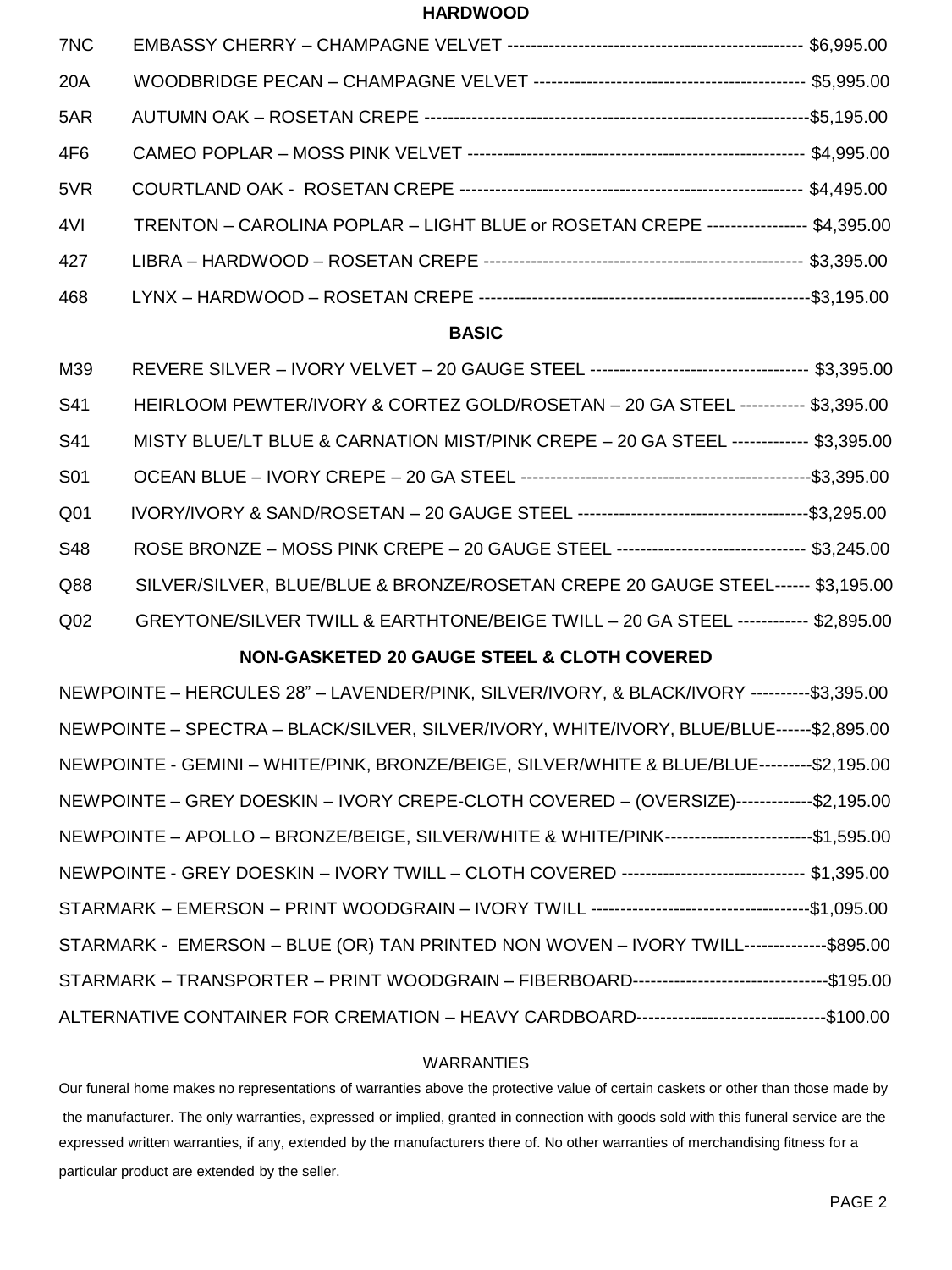## HARDWOOD

| | | |
|---|---|---|
| 7NC | EMBASSY CHERRY – CHAMPAGNE VELVET | $6,995.00 |
| 20A | WOODBRIDGE PECAN – CHAMPAGNE VELVET | $5,995.00 |
| 5AR | AUTUMN OAK – ROSETAN CREPE | $5,195.00 |
| 4F6 | CAMEO POPLAR – MOSS PINK VELVET | $4,995.00 |
| 5VR | COURTLAND OAK - ROSETAN CREPE | $4,495.00 |
| 4VI | TRENTON – CAROLINA POPLAR – LIGHT BLUE or ROSETAN CREPE | $4,395.00 |
| 427 | LIBRA – HARDWOOD – ROSETAN CREPE | $3,395.00 |
| 468 | LYNX – HARDWOOD – ROSETAN CREPE | $3,195.00 |

## BASIC

| | | |
|---|---|---|
| M39 | REVERE SILVER – IVORY VELVET – 20 GAUGE STEEL | $3,395.00 |
| S41 | HEIRLOOM PEWTER/IVORY & CORTEZ GOLD/ROSETAN – 20 GA STEEL | $3,395.00 |
| S41 | MISTY BLUE/LT BLUE & CARNATION MIST/PINK CREPE – 20 GA STEEL | $3,395.00 |
| S01 | OCEAN BLUE – IVORY CREPE – 20 GA STEEL | $3,395.00 |
| Q01 | IVORY/IVORY & SAND/ROSETAN – 20 GAUGE STEEL | $3,295.00 |
| S48 | ROSE BRONZE – MOSS PINK CREPE – 20 GAUGE STEEL | $3,245.00 |
| Q88 | SILVER/SILVER, BLUE/BLUE & BRONZE/ROSETAN CREPE 20 GAUGE STEEL | $3,195.00 |
| Q02 | GREYTONE/SILVER TWILL & EARTHTONE/BEIGE TWILL – 20 GA STEEL | $2,895.00 |

## NON-GASKETED 20 GAUGE STEEL & CLOTH COVERED

| | |
|---|---|
| NEWPOINTE – HERCULES 28" – LAVENDER/PINK, SILVER/IVORY, & BLACK/IVORY | $3,395.00 |
| NEWPOINTE – SPECTRA – BLACK/SILVER, SILVER/IVORY, WHITE/IVORY, BLUE/BLUE | $2,895.00 |
| NEWPOINTE - GEMINI – WHITE/PINK, BRONZE/BEIGE, SILVER/WHITE & BLUE/BLUE | $2,195.00 |
| NEWPOINTE – GREY DOESKIN – IVORY CREPE-CLOTH COVERED – (OVERSIZE) | $2,195.00 |
| NEWPOINTE – APOLLO – BRONZE/BEIGE, SILVER/WHITE & WHITE/PINK | $1,595.00 |
| NEWPOINTE - GREY DOESKIN – IVORY TWILL – CLOTH COVERED | $1,395.00 |
| STARMARK – EMERSON – PRINT WOODGRAIN – IVORY TWILL | $1,095.00 |
| STARMARK - EMERSON – BLUE (OR) TAN PRINTED NON WOVEN – IVORY TWILL | $895.00 |
| STARMARK – TRANSPORTER – PRINT WOODGRAIN – FIBERBOARD | $195.00 |
| ALTERNATIVE CONTAINER FOR CREMATION – HEAVY CARDBOARD | $100.00 |

### WARRANTIES

Our funeral home makes no representations of warranties above the protective value of certain caskets or other than those made by the manufacturer. The only warranties, expressed or implied, granted in connection with goods sold with this funeral service are the expressed written warranties, if any, extended by the manufacturers there of. No other warranties of merchandising fitness for a particular product are extended by the seller.